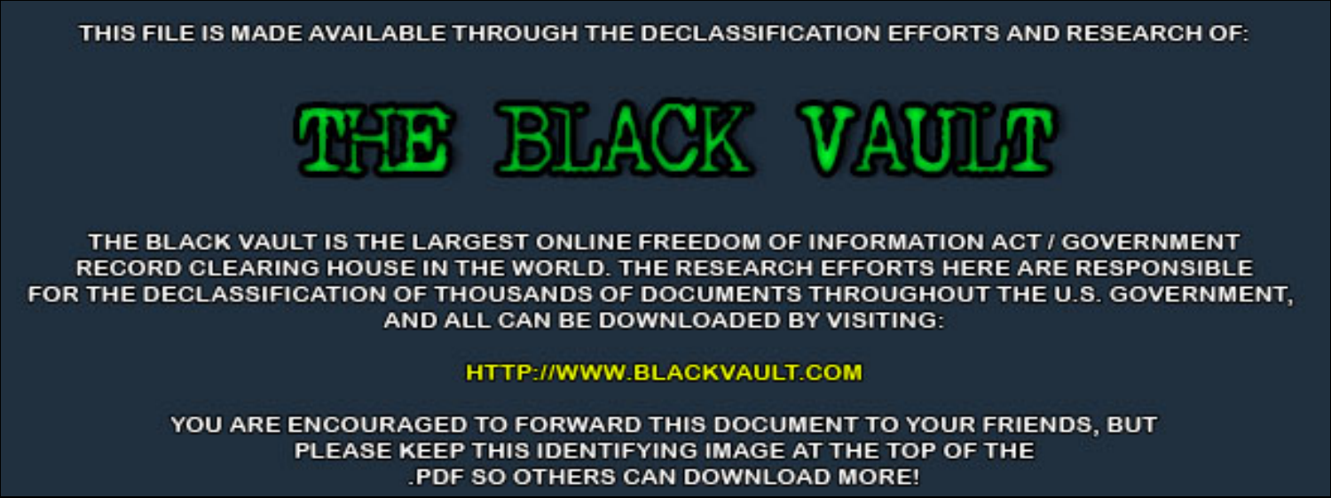THIS FILE IS MADE AVAILABLE THROUGH THE DECLASSIFICATION EFFORTS AND RESEARCH OF:

# THE BLACK VAULT

THE BLACK VAULT IS THE LARGEST ONLINE FREEDOM OF INFORMATION ACT / GOVERNMENT RECORD CLEARING HOUSE IN THE WORLD. THE RESEARCH EFFORTS HERE ARE RESPONSIBLE FOR THE DECLASSIFICATION OF THOUSANDS OF DOCUMENTS THROUGHOUT THE U.S. GOVERNMENT, AND ALL CAN BE DOWNLOADED BY VISITING:

HTTP://WWW.BLACKVAULT.COM

YOU ARE ENCOURAGED TO FORWARD THIS DOCUMENT TO YOUR FRIENDS, BUT PLEASE KEEP THIS IDENTIFYING IMAGE AT THE TOP OF THE .PDF SO OTHERS CAN DOWNLOAD MORE!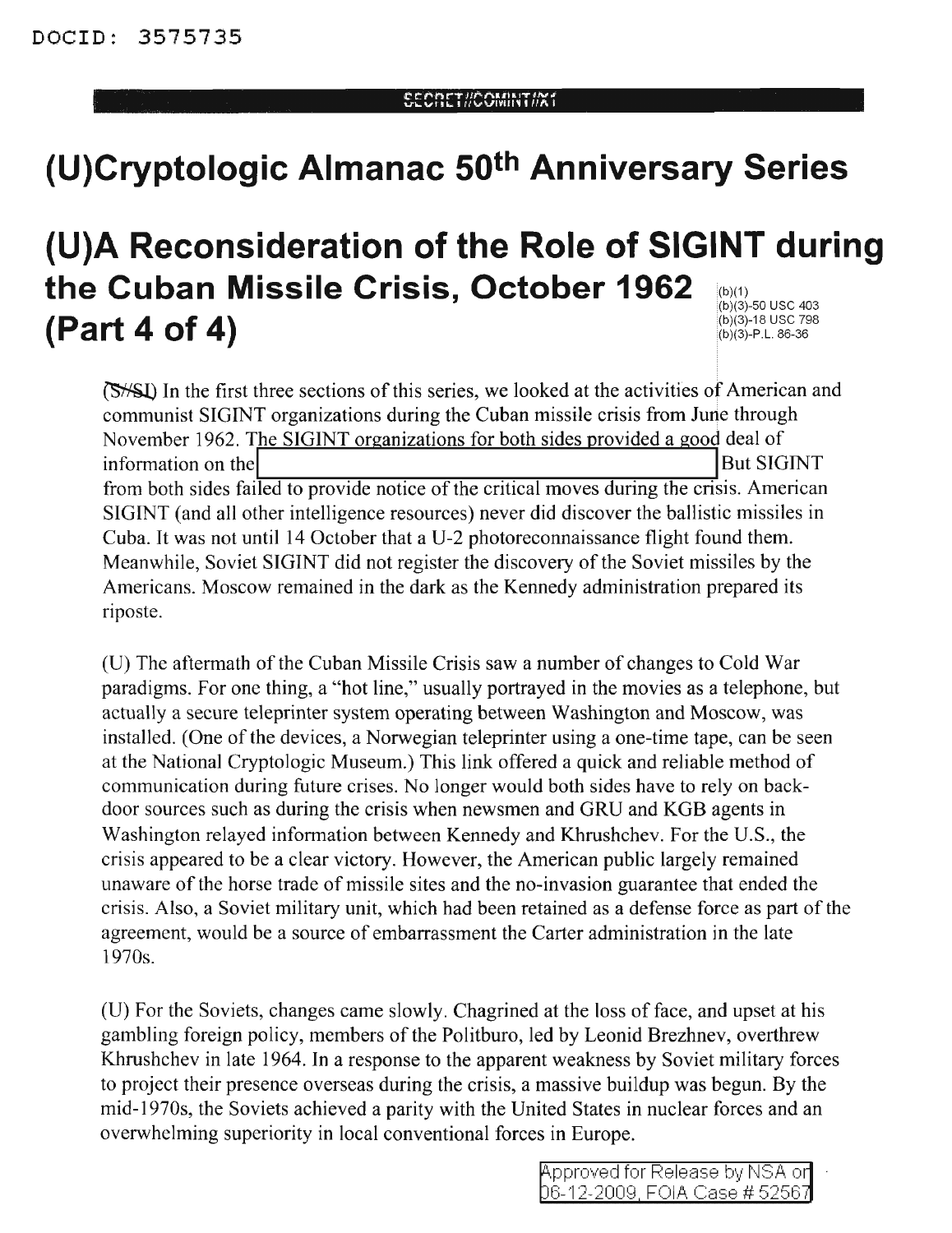DOCID: 3575735

SECRET//COMINT//X1

# (U)Cryptologic Almanac 50th Anniversary Series

# (U)A Reconsideration of the Role of SIGINT during the Cuban Missile Crisis, October 1962 (Part 4 of 4)

(b)(1)
(b)(3)-50 USC 403
(b)(3)-18 USC 798
(b)(3)-P.L. 86-36

(S//SI) In the first three sections of this series, we looked at the activities of American and communist SIGINT organizations during the Cuban missile crisis from June through November 1962. The SIGINT organizations for both sides provided a good deal of information on the [REDACTED] But SIGINT from both sides failed to provide notice of the critical moves during the crisis. American SIGINT (and all other intelligence resources) never did discover the ballistic missiles in Cuba. It was not until 14 October that a U-2 photoreconnaissance flight found them. Meanwhile, Soviet SIGINT did not register the discovery of the Soviet missiles by the Americans. Moscow remained in the dark as the Kennedy administration prepared its riposte.

(U) The aftermath of the Cuban Missile Crisis saw a number of changes to Cold War paradigms. For one thing, a "hot line," usually portrayed in the movies as a telephone, but actually a secure teleprinter system operating between Washington and Moscow, was installed. (One of the devices, a Norwegian teleprinter using a one-time tape, can be seen at the National Cryptologic Museum.) This link offered a quick and reliable method of communication during future crises. No longer would both sides have to rely on back-door sources such as during the crisis when newsmen and GRU and KGB agents in Washington relayed information between Kennedy and Khrushchev. For the U.S., the crisis appeared to be a clear victory. However, the American public largely remained unaware of the horse trade of missile sites and the no-invasion guarantee that ended the crisis. Also, a Soviet military unit, which had been retained as a defense force as part of the agreement, would be a source of embarrassment the Carter administration in the late 1970s.

(U) For the Soviets, changes came slowly. Chagrined at the loss of face, and upset at his gambling foreign policy, members of the Politburo, led by Leonid Brezhnev, overthrew Khrushchev in late 1964. In a response to the apparent weakness by Soviet military forces to project their presence overseas during the crisis, a massive buildup was begun. By the mid-1970s, the Soviets achieved a parity with the United States in nuclear forces and an overwhelming superiority in local conventional forces in Europe.

Approved for Release by NSA on 06-12-2009, FOIA Case # 52567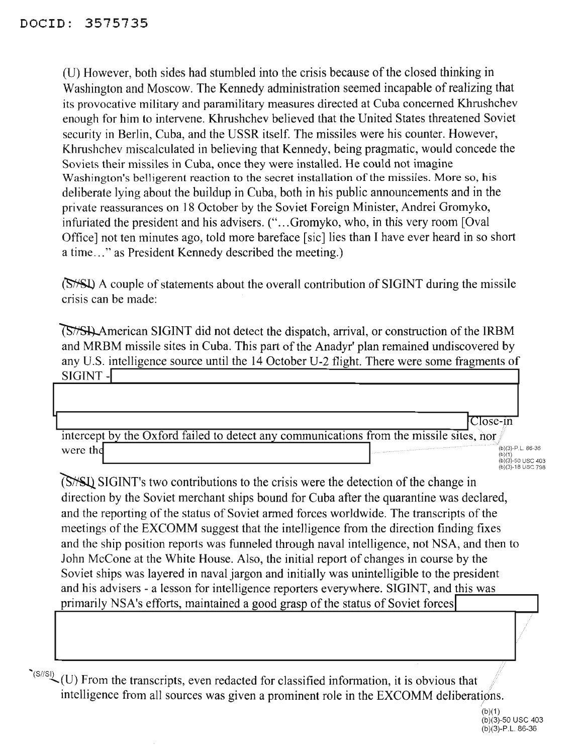DOCID: 3575735

(U) However, both sides had stumbled into the crisis because of the closed thinking in Washington and Moscow. The Kennedy administration seemed incapable of realizing that its provocative military and paramilitary measures directed at Cuba concerned Khrushchev enough for him to intervene. Khrushchev believed that the United States threatened Soviet security in Berlin, Cuba, and the USSR itself. The missiles were his counter. However, Khrushchev miscalculated in believing that Kennedy, being pragmatic, would concede the Soviets their missiles in Cuba, once they were installed. He could not imagine Washington's belligerent reaction to the secret installation of the missiles. More so, his deliberate lying about the buildup in Cuba, both in his public announcements and in the private reassurances on 18 October by the Soviet Foreign Minister, Andrei Gromyko, infuriated the president and his advisers. ("...Gromyko, who, in this very room [Oval Office] not ten minutes ago, told more bareface [sic] lies than I have ever heard in so short a time..." as President Kennedy described the meeting.)

(S//SI) A couple of statements about the overall contribution of SIGINT during the missile crisis can be made:

(S//SI) American SIGINT did not detect the dispatch, arrival, or construction of the IRBM and MRBM missile sites in Cuba. This part of the Anadyr' plan remained undiscovered by any U.S. intelligence source until the 14 October U-2 flight. There were some fragments of SIGINT - [REDACTED] Close-in intercept by the Oxford failed to detect any communications from the missile sites, nor were the [REDACTED]

(b)(3)-P.L. 86-36
(b)(1)
(b)(3)-50 USC 403
(b)(3)-18 USC 798

(S//SI) SIGINT's two contributions to the crisis were the detection of the change in direction by the Soviet merchant ships bound for Cuba after the quarantine was declared, and the reporting of the status of Soviet armed forces worldwide. The transcripts of the meetings of the EXCOMM suggest that the intelligence from the direction finding fixes and the ship position reports was funneled through naval intelligence, not NSA, and then to John McCone at the White House. Also, the initial report of changes in course by the Soviet ships was layered in naval jargon and initially was unintelligible to the president and his advisers - a lesson for intelligence reporters everywhere. SIGINT, and this was primarily NSA's efforts, maintained a good grasp of the status of Soviet forces [REDACTED]

(S//SI)

(U) From the transcripts, even redacted for classified information, it is obvious that intelligence from all sources was given a prominent role in the EXCOMM deliberations.

(b)(1)
(b)(3)-50 USC 403
(b)(3)-P.L. 86-36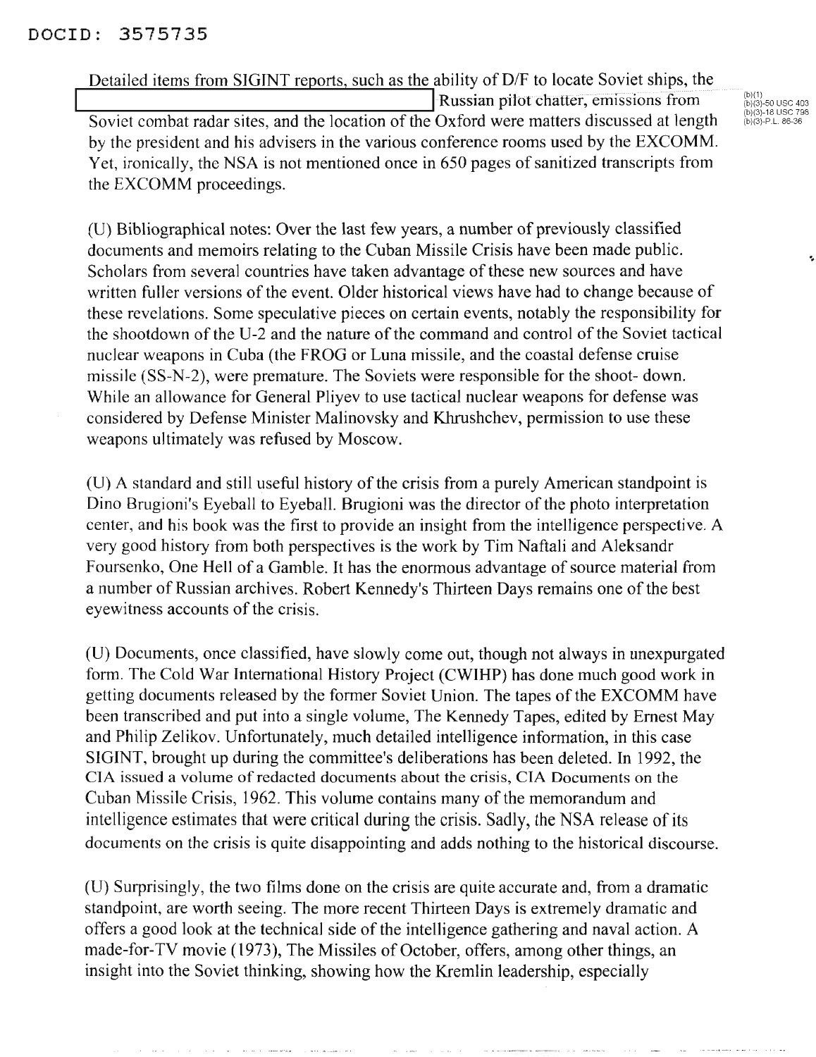DOCID: 3575735

Detailed items from SIGINT reports, such as the ability of D/F to locate Soviet ships, the [REDACTED] Russian pilot chatter, emissions from Soviet combat radar sites, and the location of the Oxford were matters discussed at length by the president and his advisers in the various conference rooms used by the EXCOMM. Yet, ironically, the NSA is not mentioned once in 650 pages of sanitized transcripts from the EXCOMM proceedings.

(b)(1)
(b)(3)-50 USC 403
(b)(3)-18 USC 798
(b)(3)-P.L. 86-36

(U) Bibliographical notes: Over the last few years, a number of previously classified documents and memoirs relating to the Cuban Missile Crisis have been made public. Scholars from several countries have taken advantage of these new sources and have written fuller versions of the event. Older historical views have had to change because of these revelations. Some speculative pieces on certain events, notably the responsibility for the shootdown of the U-2 and the nature of the command and control of the Soviet tactical nuclear weapons in Cuba (the FROG or Luna missile, and the coastal defense cruise missile (SS-N-2), were premature. The Soviets were responsible for the shoot- down. While an allowance for General Pliyev to use tactical nuclear weapons for defense was considered by Defense Minister Malinovsky and Khrushchev, permission to use these weapons ultimately was refused by Moscow.

(U) A standard and still useful history of the crisis from a purely American standpoint is Dino Brugioni's Eyeball to Eyeball. Brugioni was the director of the photo interpretation center, and his book was the first to provide an insight from the intelligence perspective. A very good history from both perspectives is the work by Tim Naftali and Aleksandr Foursenko, One Hell of a Gamble. It has the enormous advantage of source material from a number of Russian archives. Robert Kennedy's Thirteen Days remains one of the best eyewitness accounts of the crisis.

(U) Documents, once classified, have slowly come out, though not always in unexpurgated form. The Cold War International History Project (CWIHP) has done much good work in getting documents released by the former Soviet Union. The tapes of the EXCOMM have been transcribed and put into a single volume, The Kennedy Tapes, edited by Ernest May and Philip Zelikov. Unfortunately, much detailed intelligence information, in this case SIGINT, brought up during the committee's deliberations has been deleted. In 1992, the CIA issued a volume of redacted documents about the crisis, CIA Documents on the Cuban Missile Crisis, 1962. This volume contains many of the memorandum and intelligence estimates that were critical during the crisis. Sadly, the NSA release of its documents on the crisis is quite disappointing and adds nothing to the historical discourse.

(U) Surprisingly, the two films done on the crisis are quite accurate and, from a dramatic standpoint, are worth seeing. The more recent Thirteen Days is extremely dramatic and offers a good look at the technical side of the intelligence gathering and naval action. A made-for-TV movie (1973), The Missiles of October, offers, among other things, an insight into the Soviet thinking, showing how the Kremlin leadership, especially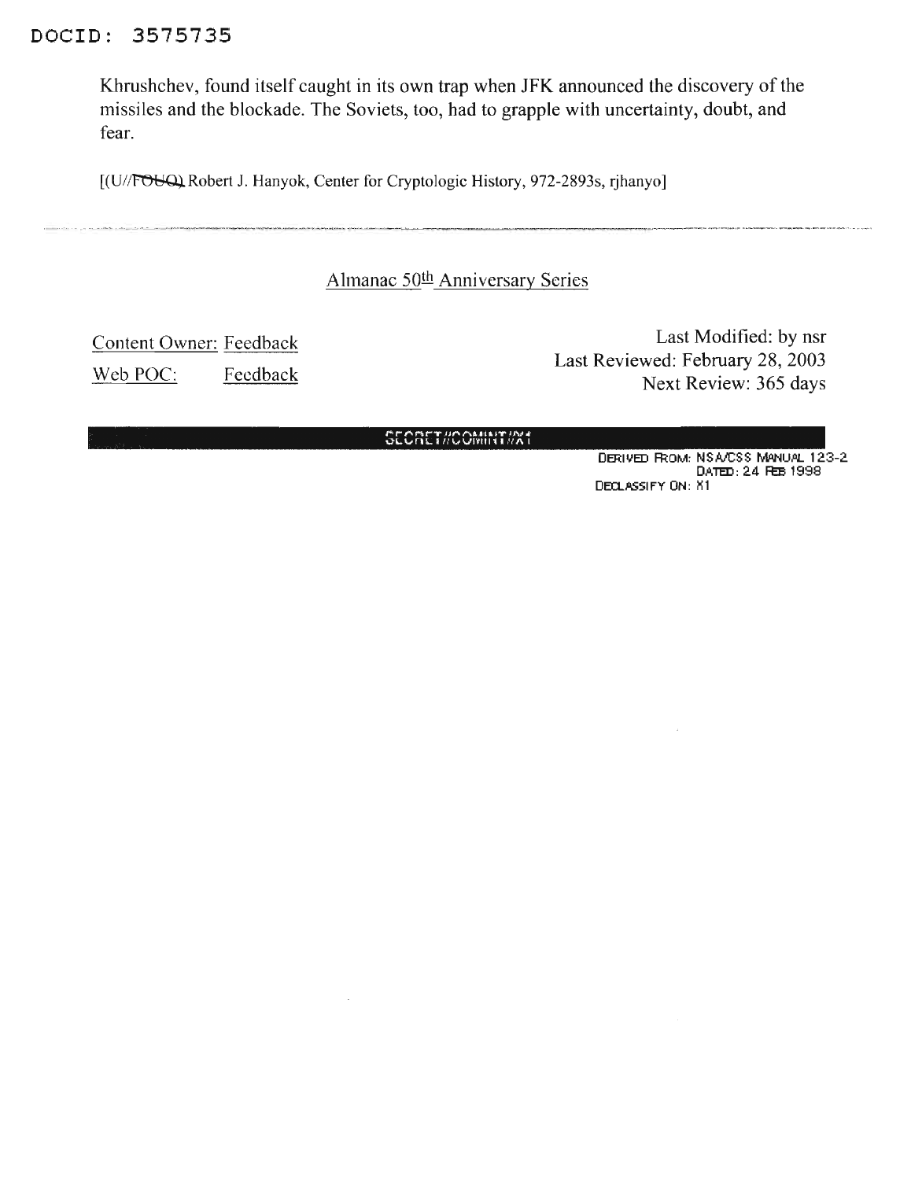Khrushchev, found itself caught in its own trap when JFK announced the discovery of the missiles and the blockade. The Soviets, too, had to grapple with uncertainty, doubt, and fear.

[(U//~~FOUO~~) Robert J. Hanyok, Center for Cryptologic History, 972-2893s, rjhanyo]

---

Almanac 50th Anniversary Series

Content Owner: Feedback
Web POC: Feedback

Last Modified: by nsr
Last Reviewed: February 28, 2003
Next Review: 365 days

SECRET//COMINT//X1

DERIVED FROM: NSA/CSS MANUAL 123-2
DATED: 24 FEB 1998
DECLASSIFY ON: X1